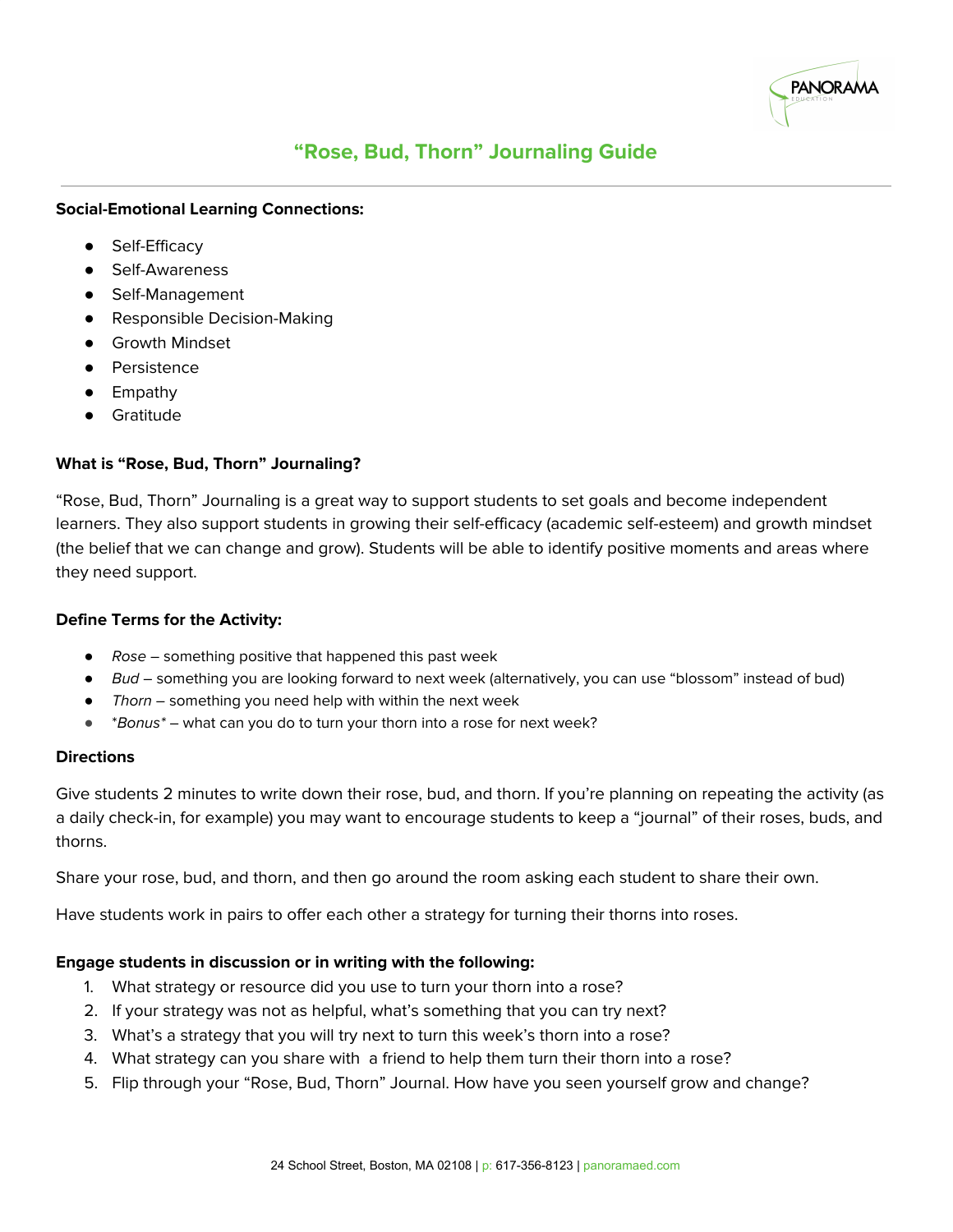# "Rose, Bud, Thorn" Journaling Guide

**Social-Emotional Learning Connections:**

- Self-Efficacy
- Self-Awareness
- Self-Management
- Responsible Decision-Making
- Growth Mindset
- Persistence
- Empathy
- Gratitude

**What is "Rose, Bud, Thorn" Journaling?**

"Rose, Bud, Thorn" Journaling is a great way to support students to set goals and become independent learners. They also support students in growing their self-efficacy (academic self-esteem) and growth mindset (the belief that we can change and grow). Students will be able to identify positive moments and areas where they need support.

**Define Terms for the Activity:**

- *Rose* – something positive that happened this past week
- *Bud* – something you are looking forward to next week (alternatively, you can use "blossom" instead of bud)
- *Thorn* – something you need help with within the next week
- **Bonus** – what can you do to turn your thorn into a rose for next week?

**Directions**

Give students 2 minutes to write down their rose, bud, and thorn. If you're planning on repeating the activity (as a daily check-in, for example) you may want to encourage students to keep a "journal" of their roses, buds, and thorns.

Share your rose, bud, and thorn, and then go around the room asking each student to share their own.

Have students work in pairs to offer each other a strategy for turning their thorns into roses.

**Engage students in discussion or in writing with the following:**

1. What strategy or resource did you use to turn your thorn into a rose?
2. If your strategy was not as helpful, what's something that you can try next?
3. What's a strategy that you will try next to turn this week's thorn into a rose?
4. What strategy can you share with a friend to help them turn their thorn into a rose?
5. Flip through your "Rose, Bud, Thorn" Journal. How have you seen yourself grow and change?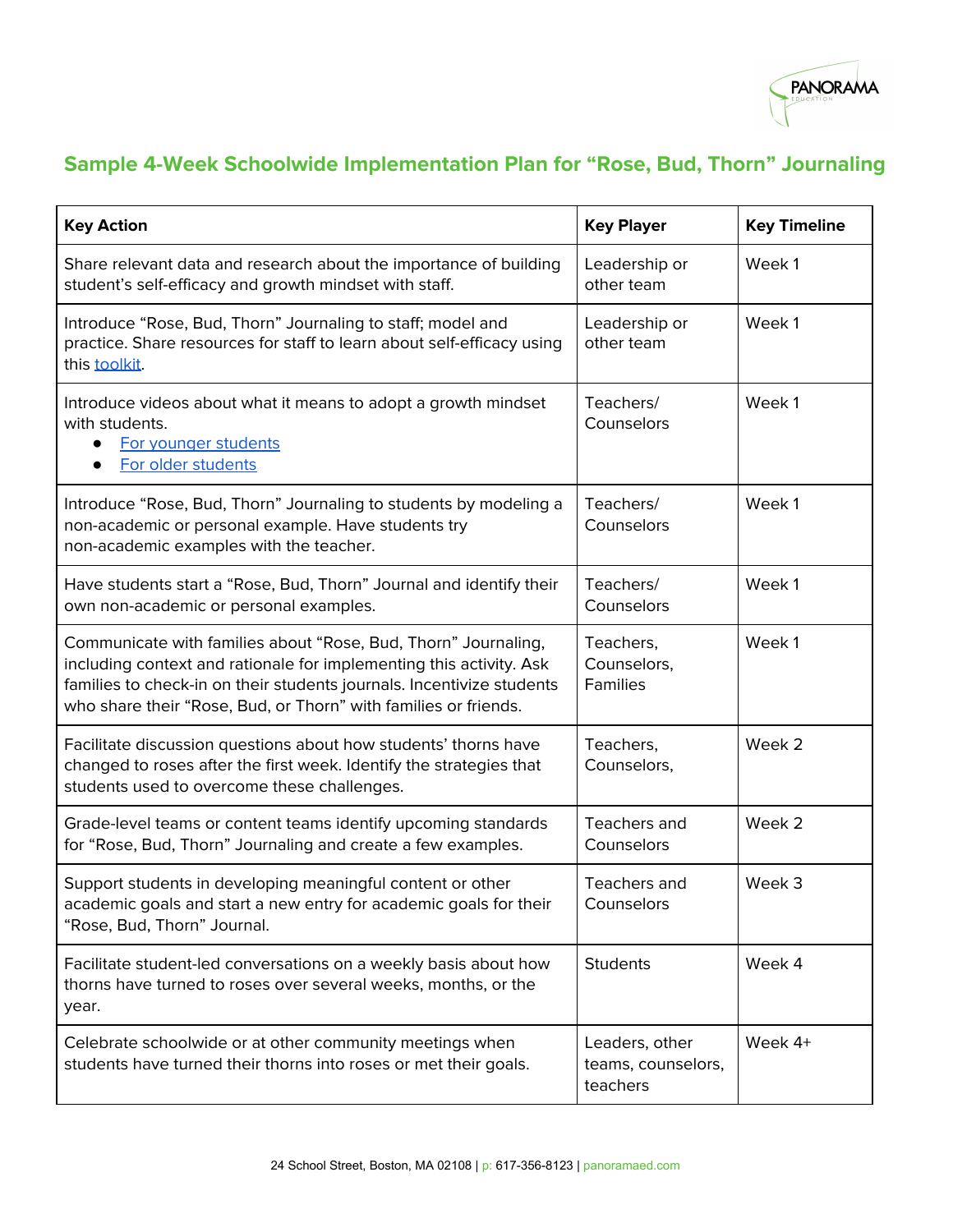## Sample 4-Week Schoolwide Implementation Plan for "Rose, Bud, Thorn" Journaling

| Key Action | Key Player | Key Timeline |
|---|---|---|
| Share relevant data and research about the importance of building student's self-efficacy and growth mindset with staff. | Leadership or other team | Week 1 |
| Introduce "Rose, Bud, Thorn" Journaling to staff; model and practice. Share resources for staff to learn about self-efficacy using this toolkit. | Leadership or other team | Week 1 |
| Introduce videos about what it means to adopt a growth mindset with students.<br>• For younger students<br>• For older students | Teachers/ Counselors | Week 1 |
| Introduce "Rose, Bud, Thorn" Journaling to students by modeling a non-academic or personal example. Have students try non-academic examples with the teacher. | Teachers/ Counselors | Week 1 |
| Have students start a "Rose, Bud, Thorn" Journal and identify their own non-academic or personal examples. | Teachers/ Counselors | Week 1 |
| Communicate with families about "Rose, Bud, Thorn" Journaling, including context and rationale for implementing this activity. Ask families to check-in on their students journals. Incentivize students who share their "Rose, Bud, or Thorn" with families or friends. | Teachers, Counselors, Families | Week 1 |
| Facilitate discussion questions about how students' thorns have changed to roses after the first week. Identify the strategies that students used to overcome these challenges. | Teachers, Counselors, | Week 2 |
| Grade-level teams or content teams identify upcoming standards for "Rose, Bud, Thorn" Journaling and create a few examples. | Teachers and Counselors | Week 2 |
| Support students in developing meaningful content or other academic goals and start a new entry for academic goals for their "Rose, Bud, Thorn" Journal. | Teachers and Counselors | Week 3 |
| Facilitate student-led conversations on a weekly basis about how thorns have turned to roses over several weeks, months, or the year. | Students | Week 4 |
| Celebrate schoolwide or at other community meetings when students have turned their thorns into roses or met their goals. | Leaders, other teams, counselors, teachers | Week 4+ |

24 School Street, Boston, MA 02108 | p: 617-356-8123 | panoramaed.com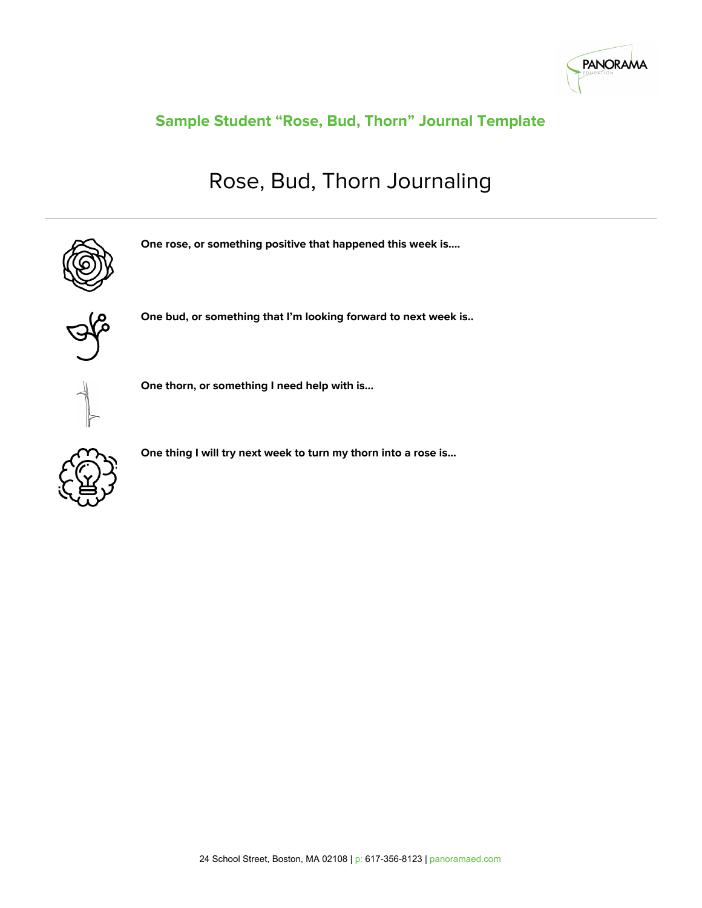## Sample Student "Rose, Bud, Thorn" Journal Template

# Rose, Bud, Thorn Journaling

---

**One rose, or something positive that happened this week is....**

**One bud, or something that I'm looking forward to next week is..**

**One thorn, or something I need help with is...**

**One thing I will try next week to turn my thorn into a rose is...**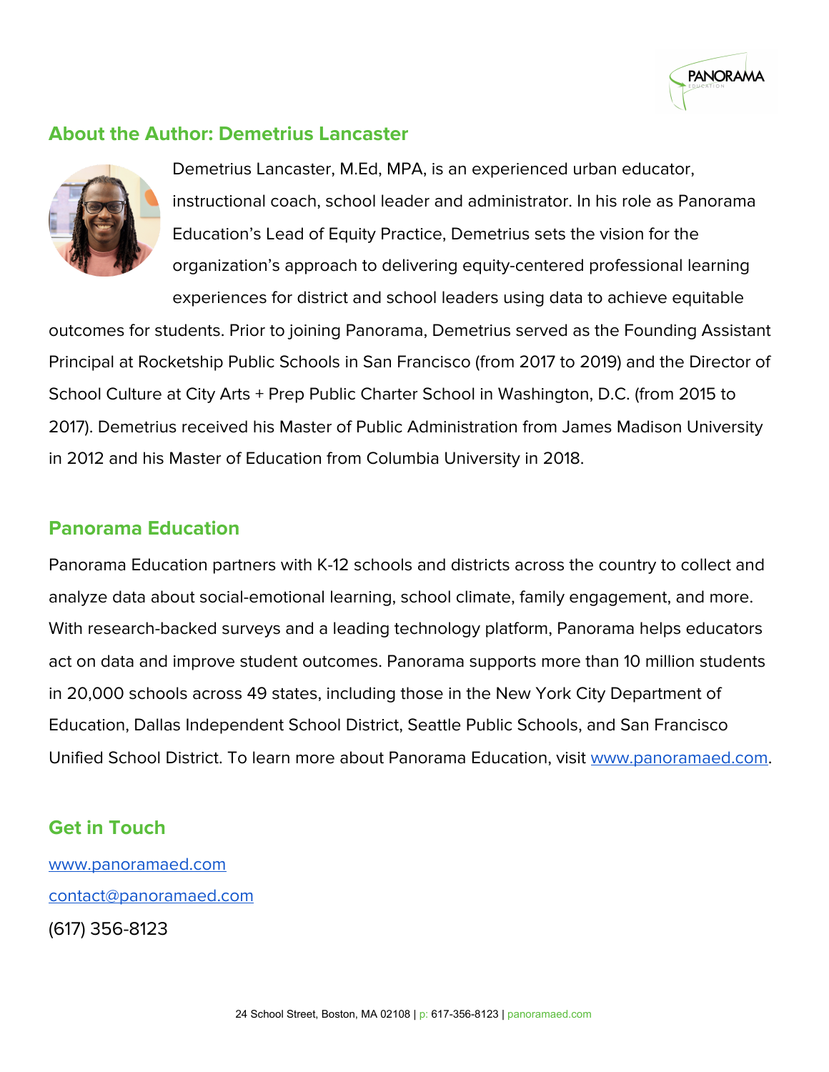## About the Author: Demetrius Lancaster

Demetrius Lancaster, M.Ed, MPA, is an experienced urban educator, instructional coach, school leader and administrator. In his role as Panorama Education's Lead of Equity Practice, Demetrius sets the vision for the organization's approach to delivering equity-centered professional learning experiences for district and school leaders using data to achieve equitable outcomes for students. Prior to joining Panorama, Demetrius served as the Founding Assistant Principal at Rocketship Public Schools in San Francisco (from 2017 to 2019) and the Director of School Culture at City Arts + Prep Public Charter School in Washington, D.C. (from 2015 to 2017). Demetrius received his Master of Public Administration from James Madison University in 2012 and his Master of Education from Columbia University in 2018.

## Panorama Education

Panorama Education partners with K-12 schools and districts across the country to collect and analyze data about social-emotional learning, school climate, family engagement, and more. With research-backed surveys and a leading technology platform, Panorama helps educators act on data and improve student outcomes. Panorama supports more than 10 million students in 20,000 schools across 49 states, including those in the New York City Department of Education, Dallas Independent School District, Seattle Public Schools, and San Francisco Unified School District. To learn more about Panorama Education, visit [www.panoramaed.com](http://www.panoramaed.com).

## Get in Touch

[www.panoramaed.com](http://www.panoramaed.com)

[contact@panoramaed.com](mailto:contact@panoramaed.com)

(617) 356-8123